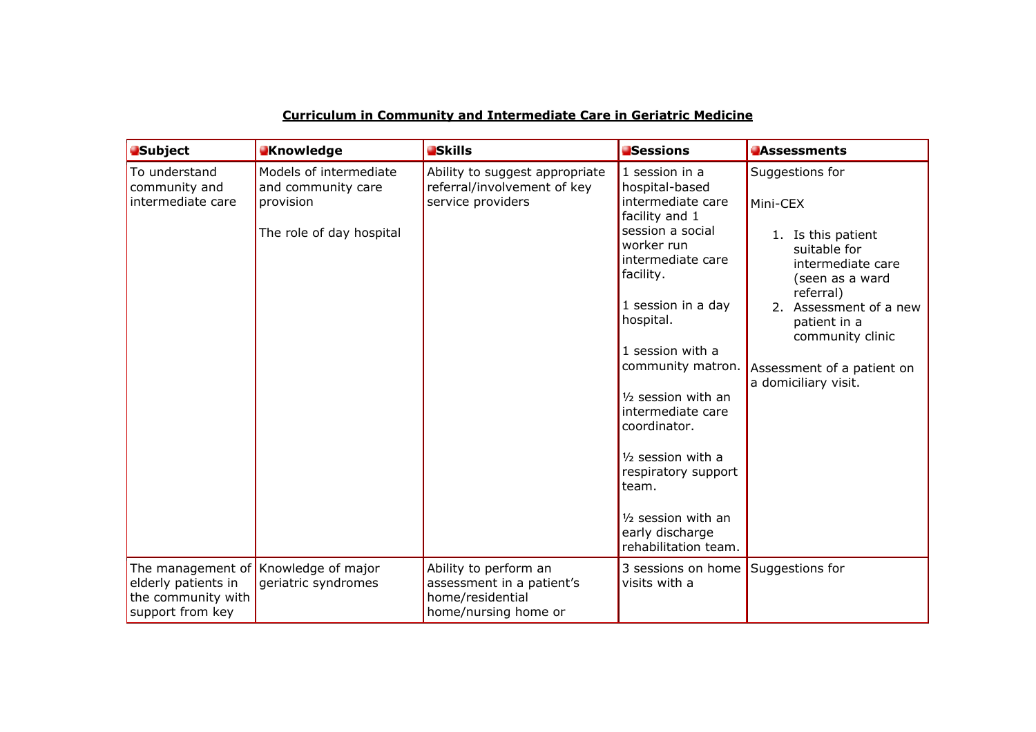**Curriculum in Community and Intermediate Care in Geriatric Medicine**

| Subject | Knowledge | Skills | Sessions | Assessments |
|---|---|---|---|---|
| To understand community and intermediate care | Models of intermediate and community care provision<br><br>The role of day hospital | Ability to suggest appropriate referral/involvement of key service providers | 1 session in a hospital-based intermediate care facility and 1 session a social worker run intermediate care facility.<br><br>1 session in a day hospital.<br><br>1 session with a community matron.<br><br>½ session with an intermediate care coordinator.<br><br>½ session with a respiratory support team.<br><br>½ session with an early discharge rehabilitation team. | Suggestions for<br><br>Mini-CEX<br><br>1. Is this patient suitable for intermediate care (seen as a ward referral)<br>2. Assessment of a new patient in a community clinic<br><br>Assessment of a patient on a domiciliary visit. |
| The management of elderly patients in the community with support from key | Knowledge of major geriatric syndromes | Ability to perform an assessment in a patient's home/residential home/nursing home or | 3 sessions on home visits with a | Suggestions for |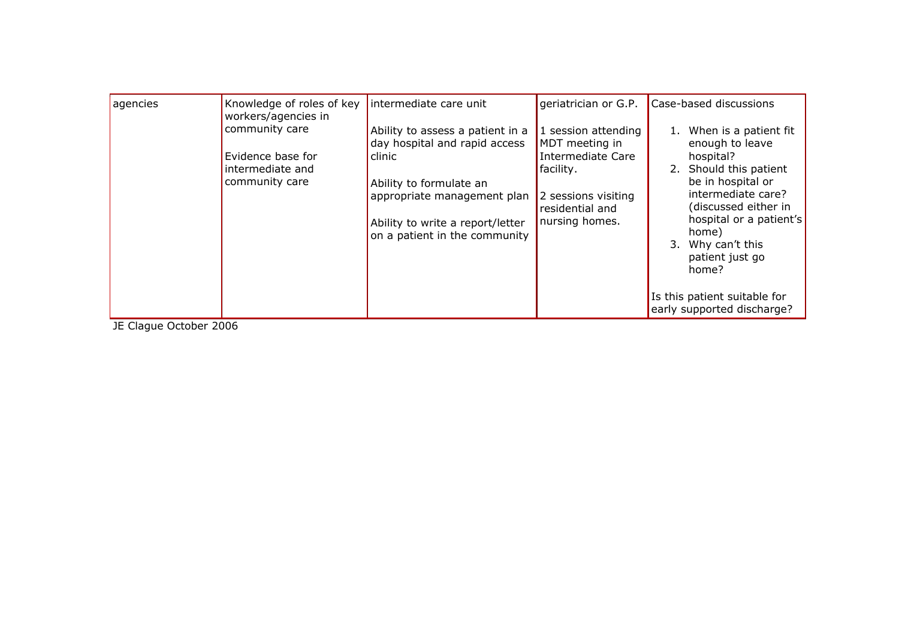| | | | | |
|---|---|---|---|---|
| agencies | Knowledge of roles of key workers/agencies in community care<br><br>Evidence base for intermediate and community care | intermediate care unit<br><br>Ability to assess a patient in a day hospital and rapid access clinic<br><br>Ability to formulate an appropriate management plan<br><br>Ability to write a report/letter on a patient in the community | geriatrician or G.P.<br><br>1 session attending MDT meeting in Intermediate Care facility.<br><br>2 sessions visiting residential and nursing homes. | Case-based discussions<br><br>1. When is a patient fit enough to leave hospital?<br>2. Should this patient be in hospital or intermediate care? (discussed either in hospital or a patient's home)<br>3. Why can't this patient just go home?<br><br>Is this patient suitable for early supported discharge? |

JE Clague October 2006